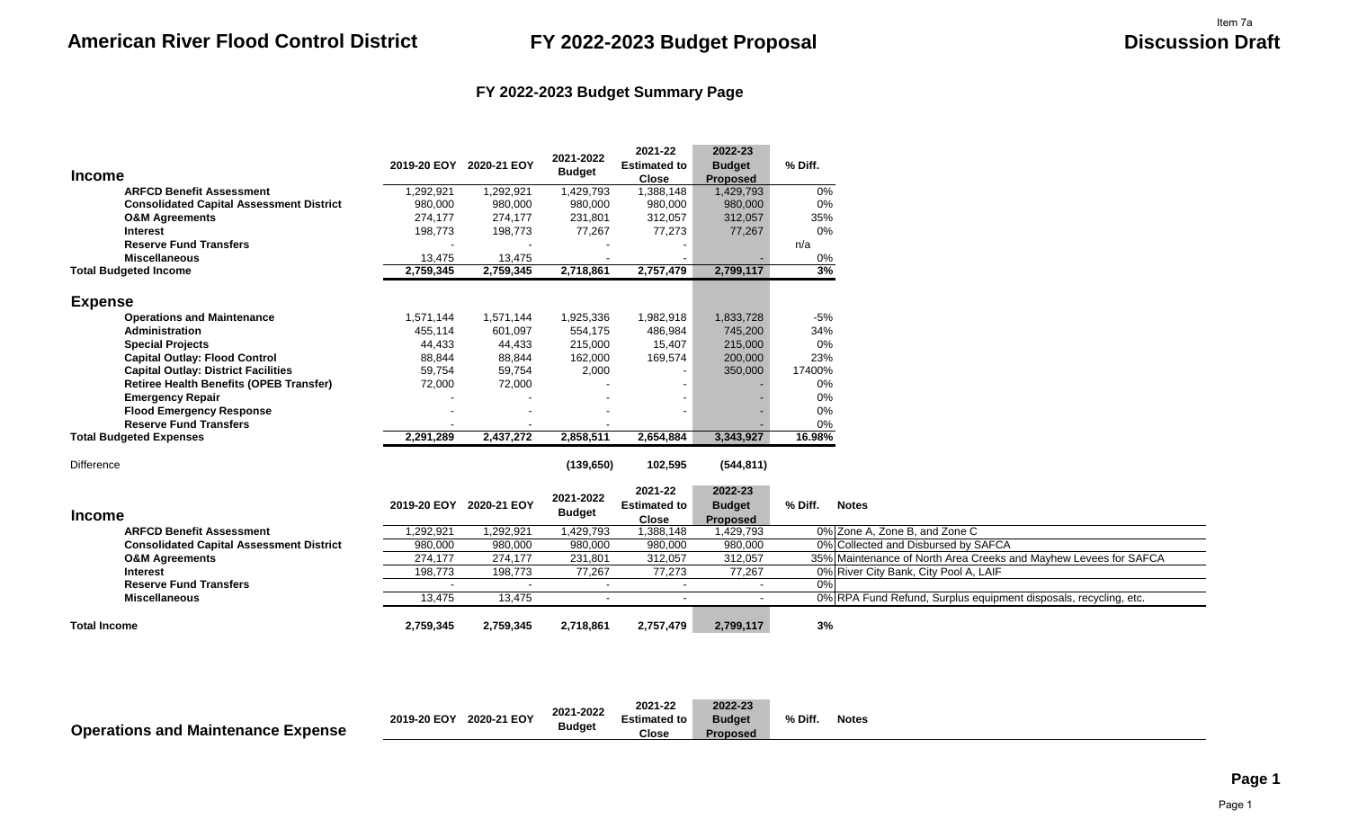Item 7a

# American River Flood Control District

## FY 2022-2023 Budget Proposal

**Discussion Draft**

### FY 2022-2023 Budget Summary Page

| Income | 2019-20 EOY | 2020-21 EOY | 2021-2022 Budget | 2021-22 Estimated to Close | 2022-23 Budget Proposed | % Diff. |
|---|---|---|---|---|---|---|
| **ARFCD Benefit Assessment** | 1,292,921 | 1,292,921 | 1,429,793 | 1,388,148 | 1,429,793 | 0% |
| **Consolidated Capital Assessment District** | 980,000 | 980,000 | 980,000 | 980,000 | 980,000 | 0% |
| **O&M Agreements** | 274,177 | 274,177 | 231,801 | 312,057 | 312,057 | 35% |
| **Interest** | 198,773 | 198,773 | 77,267 | 77,273 | 77,267 | 0% |
| **Reserve Fund Transfers** | - | - | - | - | - | n/a |
| **Miscellaneous** | 13,475 | 13,475 | - | - | - | 0% |
| **Total Budgeted Income** | **2,759,345** | **2,759,345** | **2,718,861** | **2,757,479** | **2,799,117** | **3%** |

| Expense | 2019-20 EOY | 2020-21 EOY | 2021-2022 Budget | 2021-22 Estimated to Close | 2022-23 Budget Proposed | % Diff. |
|---|---|---|---|---|---|---|
| **Operations and Maintenance** | 1,571,144 | 1,571,144 | 1,925,336 | 1,982,918 | 1,833,728 | -5% |
| **Administration** | 455,114 | 601,097 | 554,175 | 486,984 | 745,200 | 34% |
| **Special Projects** | 44,433 | 44,433 | 215,000 | 15,407 | 215,000 | 0% |
| **Capital Outlay: Flood Control** | 88,844 | 88,844 | 162,000 | 169,574 | 200,000 | 23% |
| **Capital Outlay: District Facilities** | 59,754 | 59,754 | 2,000 | - | 350,000 | 17400% |
| **Retiree Health Benefits (OPEB Transfer)** | 72,000 | 72,000 | - | - | - | 0% |
| **Emergency Repair** | - | - | - | - | - | 0% |
| **Flood Emergency Response** | - | - | - | - | - | 0% |
| **Reserve Fund Transfers** | - | - | - | - | - | 0% |
| **Total Budgeted Expenses** | **2,291,289** | **2,437,272** | **2,858,511** | **2,654,884** | **3,343,927** | **16.98%** |
| Difference | | | **(139,650)** | **102,595** | **(544,811)** | |

| Income | 2019-20 EOY | 2020-21 EOY | 2021-2022 Budget | 2021-22 Estimated to Close | 2022-23 Budget Proposed | % Diff. | Notes |
|---|---|---|---|---|---|---|---|
| **ARFCD Benefit Assessment** | 1,292,921 | 1,292,921 | 1,429,793 | 1,388,148 | 1,429,793 | 0% | Zone A, Zone B, and Zone C |
| **Consolidated Capital Assessment District** | 980,000 | 980,000 | 980,000 | 980,000 | 980,000 | 0% | Collected and Disbursed by SAFCA |
| **O&M Agreements** | 274,177 | 274,177 | 231,801 | 312,057 | 312,057 | 35% | Maintenance of North Area Creeks and Mayhew Levees for SAFCA |
| **Interest** | 198,773 | 198,773 | 77,267 | 77,273 | 77,267 | 0% | River City Bank, City Pool A, LAIF |
| **Reserve Fund Transfers** | - | - | - | - | - | 0% | |
| **Miscellaneous** | 13,475 | 13,475 | - | - | - | 0% | RPA Fund Refund, Surplus equipment disposals, recycling, etc. |
| **Total Income** | **2,759,345** | **2,759,345** | **2,718,861** | **2,757,479** | **2,799,117** | **3%** | |

| Operations and Maintenance Expense | 2019-20 EOY | 2020-21 EOY | 2021-2022 Budget | 2021-22 Estimated to Close | 2022-23 Budget Proposed | % Diff. | Notes |
|---|---|---|---|---|---|---|---|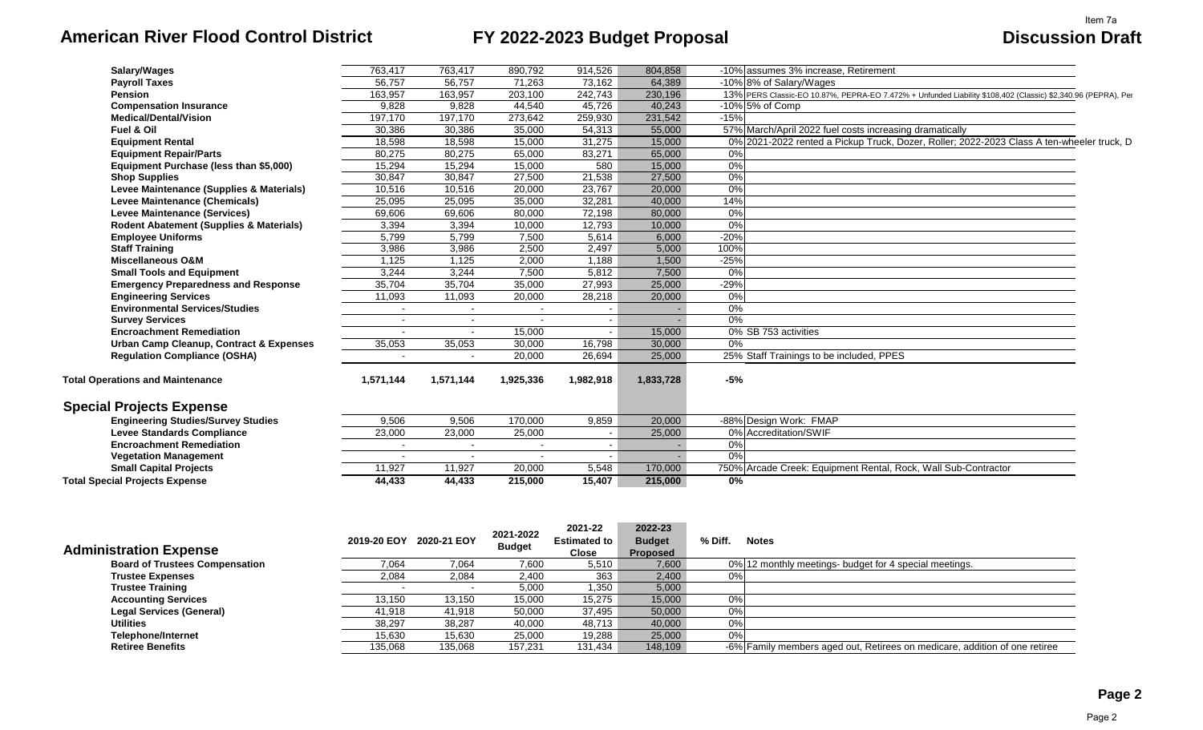# American River Flood Control District

## FY 2022-2023 Budget Proposal

**Discussion Draft**

Item 7a

| | | | | | | | |
|---|---|---|---|---|---|---|---|
| **Salary/Wages** | 763,417 | 763,417 | 890,792 | 914,526 | 804,858 | -10% | assumes 3% increase, Retirement |
| **Payroll Taxes** | 56,757 | 56,757 | 71,263 | 73,162 | 64,389 | -10% | 8% of Salary/Wages |
| **Pension** | 163,957 | 163,957 | 203,100 | 242,743 | 230,196 | 13% | PERS Classic-EO 10.87%, PEPRA-EO 7.472% + Unfunded Liability $108,402 (Classic) $2,340.96 (PEPRA), Per |
| **Compensation Insurance** | 9,828 | 9,828 | 44,540 | 45,726 | 40,243 | -10% | 5% of Comp |
| **Medical/Dental/Vision** | 197,170 | 197,170 | 273,642 | 259,930 | 231,542 | -15% | |
| **Fuel & Oil** | 30,386 | 30,386 | 35,000 | 54,313 | 55,000 | 57% | March/April 2022 fuel costs increasing dramatically |
| **Equipment Rental** | 18,598 | 18,598 | 15,000 | 31,275 | 15,000 | 0% | 2021-2022 rented a Pickup Truck, Dozer, Roller; 2022-2023 Class A ten-wheeler truck, D |
| **Equipment Repair/Parts** | 80,275 | 80,275 | 65,000 | 83,271 | 65,000 | 0% | |
| **Equipment Purchase (less than $5,000)** | 15,294 | 15,294 | 15,000 | 580 | 15,000 | 0% | |
| **Shop Supplies** | 30,847 | 30,847 | 27,500 | 21,538 | 27,500 | 0% | |
| **Levee Maintenance (Supplies & Materials)** | 10,516 | 10,516 | 20,000 | 23,767 | 20,000 | 0% | |
| **Levee Maintenance (Chemicals)** | 25,095 | 25,095 | 35,000 | 32,281 | 40,000 | 14% | |
| **Levee Maintenance (Services)** | 69,606 | 69,606 | 80,000 | 72,198 | 80,000 | 0% | |
| **Rodent Abatement (Supplies & Materials)** | 3,394 | 3,394 | 10,000 | 12,793 | 10,000 | 0% | |
| **Employee Uniforms** | 5,799 | 5,799 | 7,500 | 5,614 | 6,000 | -20% | |
| **Staff Training** | 3,986 | 3,986 | 2,500 | 2,497 | 5,000 | 100% | |
| **Miscellaneous O&M** | 1,125 | 1,125 | 2,000 | 1,188 | 1,500 | -25% | |
| **Small Tools and Equipment** | 3,244 | 3,244 | 7,500 | 5,812 | 7,500 | 0% | |
| **Emergency Preparedness and Response** | 35,704 | 35,704 | 35,000 | 27,993 | 25,000 | -29% | |
| **Engineering Services** | 11,093 | 11,093 | 20,000 | 28,218 | 20,000 | 0% | |
| **Environmental Services/Studies** | - | - | - | - | - | 0% | |
| **Survey Services** | - | - | - | - | - | 0% | |
| **Encroachment Remediation** | - | - | 15,000 | - | 15,000 | 0% | SB 753 activities |
| **Urban Camp Cleanup, Contract & Expenses** | 35,053 | 35,053 | 30,000 | 16,798 | 30,000 | 0% | |
| **Regulation Compliance (OSHA)** | - | - | 20,000 | 26,694 | 25,000 | 25% | Staff Trainings to be included, PPES |
| **Total Operations and Maintenance** | **1,571,144** | **1,571,144** | **1,925,336** | **1,982,918** | **1,833,728** | **-5%** | |

## Special Projects Expense

| | | | | | | | |
|---|---|---|---|---|---|---|---|
| **Engineering Studies/Survey Studies** | 9,506 | 9,506 | 170,000 | 9,859 | 20,000 | -88% | Design Work: FMAP |
| **Levee Standards Compliance** | 23,000 | 23,000 | 25,000 | - | 25,000 | 0% | Accreditation/SWIF |
| **Encroachment Remediation** | - | - | - | - | - | 0% | |
| **Vegetation Management** | - | - | - | - | - | 0% | |
| **Small Capital Projects** | 11,927 | 11,927 | 20,000 | 5,548 | 170,000 | 750% | Arcade Creek: Equipment Rental, Rock, Wall Sub-Contractor |
| **Total Special Projects Expense** | **44,433** | **44,433** | **215,000** | **15,407** | **215,000** | **0%** | |

## Administration Expense

| | 2019-20 EOY | 2020-21 EOY | 2021-2022 Budget | 2021-22 Estimated to Close | 2022-23 Budget Proposed | % Diff. | Notes |
|---|---|---|---|---|---|---|---|
| **Board of Trustees Compensation** | 7,064 | 7,064 | 7,600 | 5,510 | 7,600 | 0% | 12 monthly meetings- budget for 4 special meetings. |
| **Trustee Expenses** | 2,084 | 2,084 | 2,400 | 363 | 2,400 | 0% | |
| **Trustee Training** | - | - | 5,000 | 1,350 | 5,000 | | |
| **Accounting Services** | 13,150 | 13,150 | 15,000 | 15,275 | 15,000 | 0% | |
| **Legal Services (General)** | 41,918 | 41,918 | 50,000 | 37,495 | 50,000 | 0% | |
| **Utilities** | 38,297 | 38,287 | 40,000 | 48,713 | 40,000 | 0% | |
| **Telephone/Internet** | 15,630 | 15,630 | 25,000 | 19,288 | 25,000 | 0% | |
| **Retiree Benefits** | 135,068 | 135,068 | 157,231 | 131,434 | 148,109 | -6% | Family members aged out, Retirees on medicare, addition of one retiree |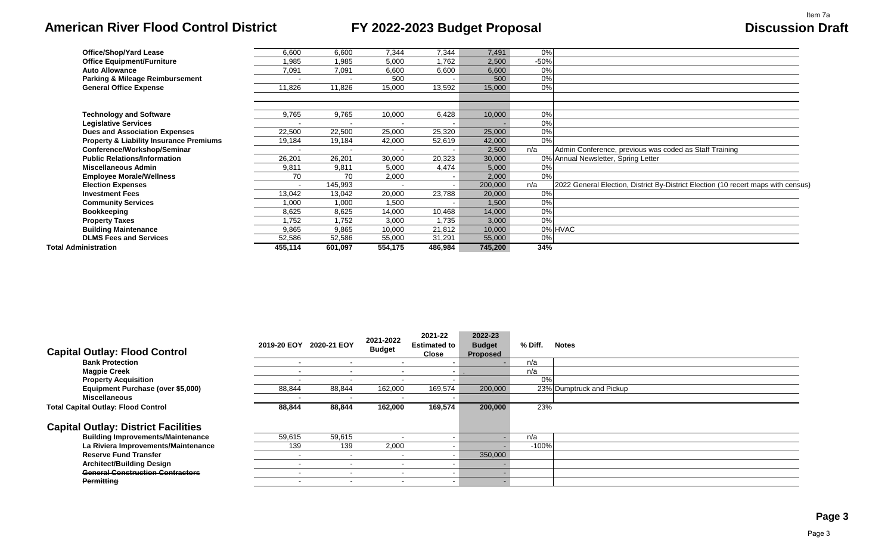# American River Flood Control District

## FY 2022-2023 Budget Proposal

**Discussion Draft**

| | 2019-20 EOY | 2020-21 EOY | 2021-2022 Budget | 2021-22 Estimated to Close | 2022-23 Budget Proposed | % Diff. | Notes |
|---|---|---|---|---|---|---|---|
| **Office/Shop/Yard Lease** | 6,600 | 6,600 | 7,344 | 7,344 | 7,491 | 0% | |
| **Office Equipment/Furniture** | 1,985 | 1,985 | 5,000 | 1,762 | 2,500 | -50% | |
| **Auto Allowance** | 7,091 | 7,091 | 6,600 | 6,600 | 6,600 | 0% | |
| **Parking & Mileage Reimbursement** | - | - | 500 | - | 500 | 0% | |
| **General Office Expense** | 11,826 | 11,826 | 15,000 | 13,592 | 15,000 | 0% | |
| | | | | | | | |
| **Technology and Software** | 9,765 | 9,765 | 10,000 | 6,428 | 10,000 | 0% | |
| **Legislative Services** | - | - | - | - | - | 0% | |
| **Dues and Association Expenses** | 22,500 | 22,500 | 25,000 | 25,320 | 25,000 | 0% | |
| **Property & Liability Insurance Premiums** | 19,184 | 19,184 | 42,000 | 52,619 | 42,000 | 0% | |
| **Conference/Workshop/Seminar** | - | - | - | - | 2,500 | n/a | Admin Conference, previous was coded as Staff Training |
| **Public Relations/Information** | 26,201 | 26,201 | 30,000 | 20,323 | 30,000 | 0% | Annual Newsletter, Spring Letter |
| **Miscellaneous Admin** | 9,811 | 9,811 | 5,000 | 4,474 | 5,000 | 0% | |
| **Employee Morale/Wellness** | 70 | 70 | 2,000 | - | 2,000 | 0% | |
| **Election Expenses** | - | 145,993 | - | - | 200,000 | n/a | 2022 General Election, District By-District Election (10 recert maps with census) |
| **Investment Fees** | 13,042 | 13,042 | 20,000 | 23,788 | 20,000 | 0% | |
| **Community Services** | 1,000 | 1,000 | 1,500 | - | 1,500 | 0% | |
| **Bookkeeping** | 8,625 | 8,625 | 14,000 | 10,468 | 14,000 | 0% | |
| **Property Taxes** | 1,752 | 1,752 | 3,000 | 1,735 | 3,000 | 0% | |
| **Building Maintenance** | 9,865 | 9,865 | 10,000 | 21,812 | 10,000 | 0% | HVAC |
| **DLMS Fees and Services** | 52,586 | 52,586 | 55,000 | 31,291 | 55,000 | 0% | |
| **Total Administration** | **455,114** | **601,097** | **554,175** | **486,984** | **745,200** | **34%** | |

| **Capital Outlay: Flood Control** | 2019-20 EOY | 2020-21 EOY | 2021-2022 Budget | 2021-22 Estimated to Close | 2022-23 Budget Proposed | % Diff. | Notes |
|---|---|---|---|---|---|---|---|
| **Bank Protection** | - | - | - | - | - | n/a | |
| **Magpie Creek** | - | - | - | - | . | n/a | |
| **Property Acquisition** | - | - | - | - | | 0% | |
| **Equipment Purchase (over $5,000)** | 88,844 | 88,844 | 162,000 | 169,574 | 200,000 | 23% | Dumptruck and Pickup |
| **Miscellaneous** | - | - | - | - | | | |
| **Total Capital Outlay: Flood Control** | **88,844** | **88,844** | **162,000** | **169,574** | **200,000** | **23%** | |
| | | | | | | | |
| **Capital Outlay: District Facilities** | | | | | | | |
| **Building Improvements/Maintenance** | 59,615 | 59,615 | - | - | - | n/a | |
| **La Riviera Improvements/Maintenance** | 139 | 139 | 2,000 | - | - | -100% | |
| **Reserve Fund Transfer** | - | - | - | - | 350,000 | | |
| **Architect/Building Design** | - | - | - | - | - | | |
| ~~**General Construction Contractors**~~ | - | - | - | - | - | | |
| ~~**Permitting**~~ | - | - | - | - | - | | |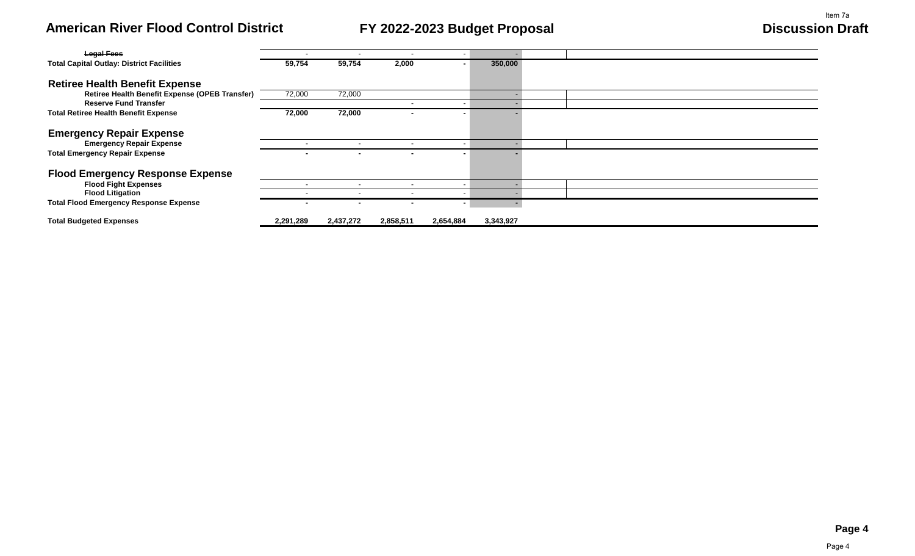# American River Flood Control District

## FY 2022-2023 Budget Proposal

**Discussion Draft**

| | | | | | | | |
|---|---|---|---|---|---|---|---|
| ~~**Legal Fees**~~ | - | - | - | - | - | | |
| **Total Capital Outlay: District Facilities** | **59,754** | **59,754** | **2,000** | **-** | **350,000** | | |
| | | | | | | | |
| **Retiree Health Benefit Expense** | | | | | | | |
| **Retiree Health Benefit Expense (OPEB Transfer)** | 72,000 | 72,000 | | | - | | |
| **Reserve Fund Transfer** | | | - | - | - | | |
| **Total Retiree Health Benefit Expense** | **72,000** | **72,000** | **-** | **-** | **-** | | |
| | | | | | | | |
| **Emergency Repair Expense** | | | | | | | |
| **Emergency Repair Expense** | - | - | - | - | - | | |
| **Total Emergency Repair Expense** | **-** | **-** | **-** | **-** | **-** | | |
| | | | | | | | |
| **Flood Emergency Response Expense** | | | | | | | |
| **Flood Fight Expenses** | - | - | - | - | - | | |
| **Flood Litigation** | - | - | - | - | - | | |
| **Total Flood Emergency Response Expense** | **-** | **-** | **-** | **-** | **-** | | |
| | | | | | | | |
| **Total Budgeted Expenses** | **2,291,289** | **2,437,272** | **2,858,511** | **2,654,884** | **3,343,927** | | |